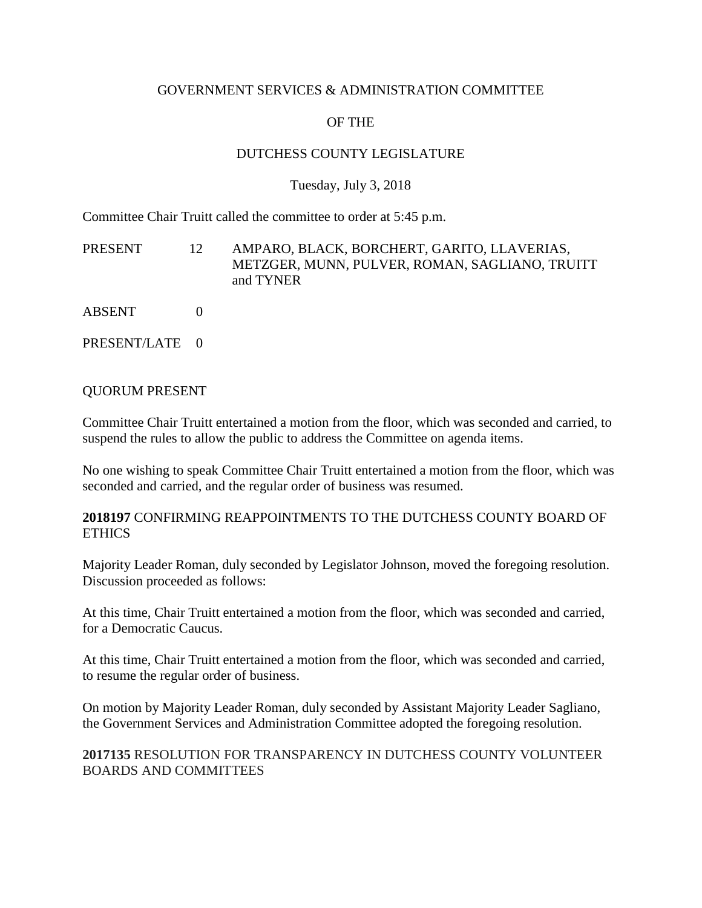GOVERNMENT SERVICES & ADMINISTRATION COMMITTEE

OF THE

DUTCHESS COUNTY LEGISLATURE

Tuesday, July 3, 2018

Committee Chair Truitt called the committee to order at 5:45 p.m.

| | | |
|---|---|---|
| PRESENT | 12 | AMPARO, BLACK, BORCHERT, GARITO, LLAVERIAS, METZGER, MUNN, PULVER, ROMAN, SAGLIANO, TRUITT and TYNER |
| ABSENT | 0 | |
| PRESENT/LATE | 0 | |

QUORUM PRESENT

Committee Chair Truitt entertained a motion from the floor, which was seconded and carried, to suspend the rules to allow the public to address the Committee on agenda items.

No one wishing to speak Committee Chair Truitt entertained a motion from the floor, which was seconded and carried, and the regular order of business was resumed.

**2018197** CONFIRMING REAPPOINTMENTS TO THE DUTCHESS COUNTY BOARD OF ETHICS

Majority Leader Roman, duly seconded by Legislator Johnson, moved the foregoing resolution. Discussion proceeded as follows:

At this time, Chair Truitt entertained a motion from the floor, which was seconded and carried, for a Democratic Caucus.

At this time, Chair Truitt entertained a motion from the floor, which was seconded and carried, to resume the regular order of business.

On motion by Majority Leader Roman, duly seconded by Assistant Majority Leader Sagliano, the Government Services and Administration Committee adopted the foregoing resolution.

**2017135** RESOLUTION FOR TRANSPARENCY IN DUTCHESS COUNTY VOLUNTEER BOARDS AND COMMITTEES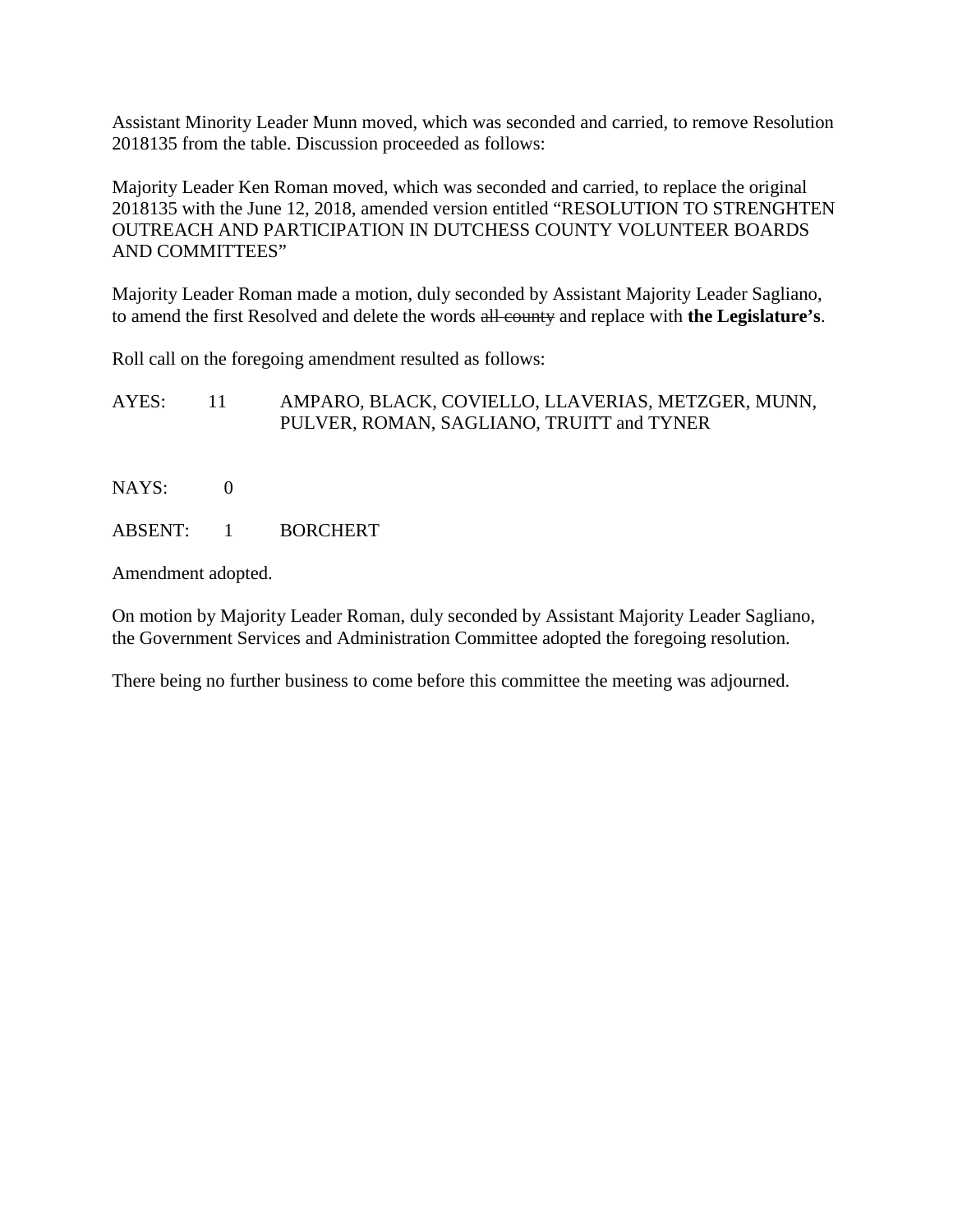Assistant Minority Leader Munn moved, which was seconded and carried, to remove Resolution 2018135 from the table. Discussion proceeded as follows:

Majority Leader Ken Roman moved, which was seconded and carried, to replace the original 2018135 with the June 12, 2018, amended version entitled "RESOLUTION TO STRENGHTEN OUTREACH AND PARTICIPATION IN DUTCHESS COUNTY VOLUNTEER BOARDS AND COMMITTEES"

Majority Leader Roman made a motion, duly seconded by Assistant Majority Leader Sagliano, to amend the first Resolved and delete the words ~~all county~~ and replace with **the Legislature's**.

Roll call on the foregoing amendment resulted as follows:

| | | |
|---|---|---|
| AYES: | 11 | AMPARO, BLACK, COVIELLO, LLAVERIAS, METZGER, MUNN, PULVER, ROMAN, SAGLIANO, TRUITT and TYNER |
| NAYS: | 0 | |
| ABSENT: | 1 | BORCHERT |

Amendment adopted.

On motion by Majority Leader Roman, duly seconded by Assistant Majority Leader Sagliano, the Government Services and Administration Committee adopted the foregoing resolution.

There being no further business to come before this committee the meeting was adjourned.